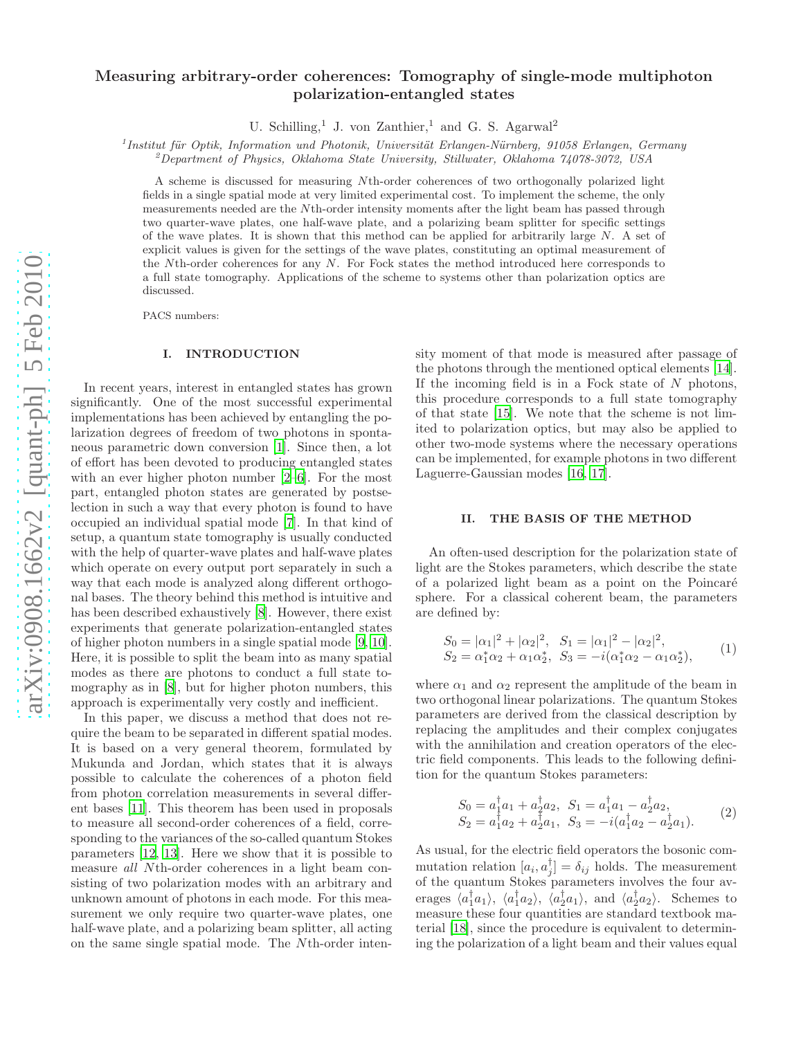# Measuring arbitrary-order coherences: Tomography of single-mode multiphoton polarization-entangled states

U. Schilling,[1] J. von Zanthier,[1] and G. S. Agarwal[2]

[1] *Institut für Optik, Information und Photonik, Universität Erlangen-Nürnberg, 91058 Erlangen, Germany*
[2] *Department of Physics, Oklahoma State University, Stillwater, Oklahoma 74078-3072, USA*

A scheme is discussed for measuring $N$th-order coherences of two orthogonally polarized light fields in a single spatial mode at very limited experimental cost. To implement the scheme, the only measurements needed are the $N$th-order intensity moments after the light beam has passed through two quarter-wave plates, one half-wave plate, and a polarizing beam splitter for specific settings of the wave plates. It is shown that this method can be applied for arbitrarily large $N$. A set of explicit values is given for the settings of the wave plates, constituting an optimal measurement of the $N$th-order coherences for any $N$. For Fock states the method introduced here corresponds to a full state tomography. Applications of the scheme to systems other than polarization optics are discussed.

PACS numbers:

## I. INTRODUCTION

In recent years, interest in entangled states has grown significantly. One of the most successful experimental implementations has been achieved by entangling the polarization degrees of freedom of two photons in spontaneous parametric down conversion [1]. Since then, a lot of effort has been devoted to producing entangled states with an ever higher photon number [2–6]. For the most part, entangled photon states are generated by postselection in such a way that every photon is found to have occupied an individual spatial mode [7]. In that kind of setup, a quantum state tomography is usually conducted with the help of quarter-wave plates and half-wave plates which operate on every output port separately in such a way that each mode is analyzed along different orthogonal bases. The theory behind this method is intuitive and has been described exhaustively [8]. However, there exist experiments that generate polarization-entangled states of higher photon numbers in a single spatial mode [9, 10]. Here, it is possible to split the beam into as many spatial modes as there are photons to conduct a full state tomography as in [8], but for higher photon numbers, this approach is experimentally very costly and inefficient.

In this paper, we discuss a method that does not require the beam to be separated in different spatial modes. It is based on a very general theorem, formulated by Mukunda and Jordan, which states that it is always possible to calculate the coherences of a photon field from photon correlation measurements in several different bases [11]. This theorem has been used in proposals to measure all second-order coherences of a field, corresponding to the variances of the so-called quantum Stokes parameters [12, 13]. Here we show that it is possible to measure *all* $N$th-order coherences in a light beam consisting of two polarization modes with an arbitrary and unknown amount of photons in each mode. For this measurement we only require two quarter-wave plates, one half-wave plate, and a polarizing beam splitter, all acting on the same single spatial mode. The $N$th-order intensity moment of that mode is measured after passage of the photons through the mentioned optical elements [14]. If the incoming field is in a Fock state of $N$ photons, this procedure corresponds to a full state tomography of that state [15]. We note that the scheme is not limited to polarization optics, but may also be applied to other two-mode systems where the necessary operations can be implemented, for example photons in two different Laguerre-Gaussian modes [16, 17].

## II. THE BASIS OF THE METHOD

An often-used description for the polarization state of light are the Stokes parameters, which describe the state of a polarized light beam as a point on the Poincaré sphere. For a classical coherent beam, the parameters are defined by:

$$
\begin{aligned}
&S_0 = |\alpha_1|^2 + |\alpha_2|^2, \;\; S_1 = |\alpha_1|^2 - |\alpha_2|^2, \\
&S_2 = \alpha_1^*\alpha_2 + \alpha_1\alpha_2^*, \;\; S_3 = -i(\alpha_1^*\alpha_2 - \alpha_1\alpha_2^*),
\end{aligned}
\tag{1}
$$

where $\alpha_1$ and $\alpha_2$ represent the amplitude of the beam in two orthogonal linear polarizations. The quantum Stokes parameters are derived from the classical description by replacing the amplitudes and their complex conjugates with the annihilation and creation operators of the electric field components. This leads to the following definition for the quantum Stokes parameters:

$$
\begin{aligned}
&S_0 = a_1^\dagger a_1 + a_2^\dagger a_2, \;\; S_1 = a_1^\dagger a_1 - a_2^\dagger a_2, \\
&S_2 = a_1^\dagger a_2 + a_2^\dagger a_1, \;\; S_3 = -i(a_1^\dagger a_2 - a_2^\dagger a_1).
\end{aligned}
\tag{2}
$$

As usual, for the electric field operators the bosonic commutation relation $[a_i, a_j^\dagger] = \delta_{ij}$ holds. The measurement of the quantum Stokes parameters involves the four averages $\langle a_1^\dagger a_1 \rangle$, $\langle a_1^\dagger a_2 \rangle$, $\langle a_2^\dagger a_1 \rangle$, and $\langle a_2^\dagger a_2 \rangle$. Schemes to measure these four quantities are standard textbook material [18], since the procedure is equivalent to determining the polarization of a light beam and their values equal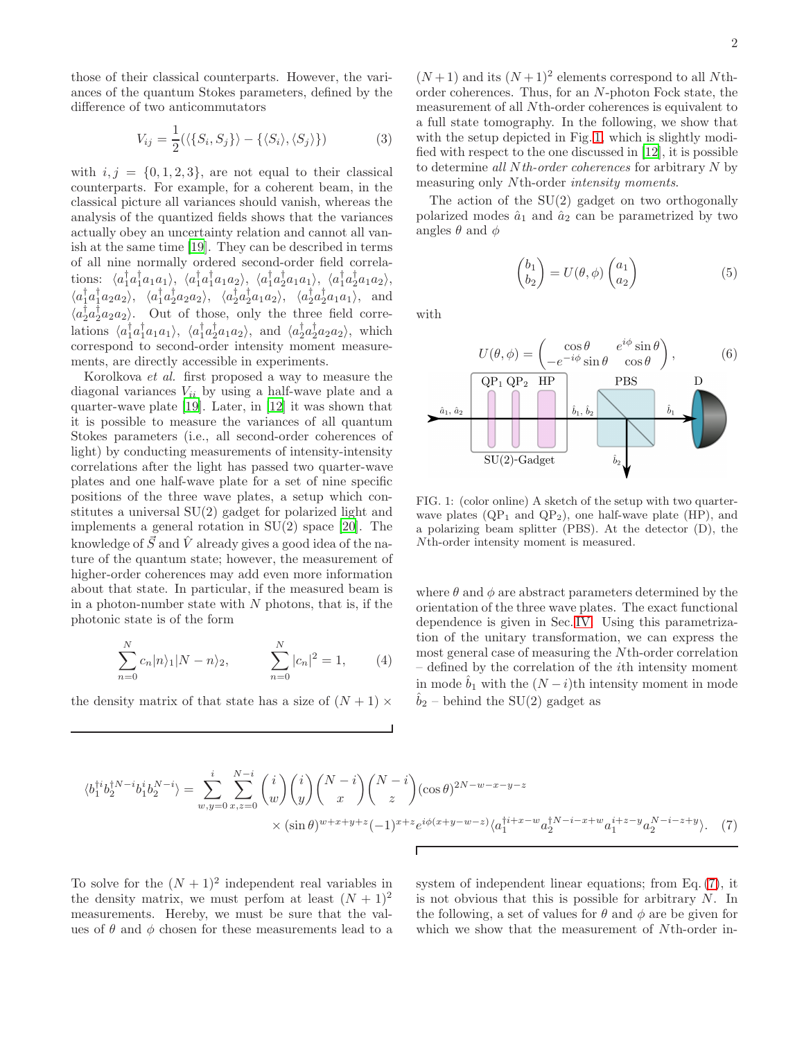those of their classical counterparts. However, the variances of the quantum Stokes parameters, defined by the difference of two anticommutators

$$V_{ij} = \frac{1}{2}(\langle\{S_i, S_j\}\rangle - \{\langle S_i\rangle, \langle S_j\rangle\}) \tag{3}$$

with $i, j = \{0, 1, 2, 3\}$, are not equal to their classical counterparts. For example, for a coherent beam, in the classical picture all variances should vanish, whereas the analysis of the quantized fields shows that the variances actually obey an uncertainty relation and cannot all vanish at the same time [19]. They can be described in terms of all nine normally ordered second-order field correlations: $\langle a_1^\dagger a_1^\dagger a_1 a_1\rangle$, $\langle a_1^\dagger a_1^\dagger a_1 a_2\rangle$, $\langle a_1^\dagger a_2^\dagger a_1 a_1\rangle$, $\langle a_1^\dagger a_2^\dagger a_1 a_2\rangle$, $\langle a_1^\dagger a_1^\dagger a_2 a_2\rangle$, $\langle a_1^\dagger a_2^\dagger a_2 a_2\rangle$, $\langle a_2^\dagger a_2^\dagger a_1 a_2\rangle$, $\langle a_2^\dagger a_2^\dagger a_1 a_1\rangle$, and $\langle a_2^\dagger a_2^\dagger a_2 a_2\rangle$. Out of those, only the three field correlations $\langle a_1^\dagger a_1^\dagger a_1 a_1\rangle$, $\langle a_1^\dagger a_2^\dagger a_1 a_2\rangle$, and $\langle a_2^\dagger a_2^\dagger a_2 a_2\rangle$, which correspond to second-order intensity moment measurements, are directly accessible in experiments.

Korolkova *et al.* first proposed a way to measure the diagonal variances $V_{ii}$ by using a half-wave plate and a quarter-wave plate [19]. Later, in [12] it was shown that it is possible to measure the variances of all quantum Stokes parameters (i.e., all second-order coherences of light) by conducting measurements of intensity-intensity correlations after the light has passed two quarter-wave plates and one half-wave plate for a set of nine specific positions of the three wave plates, a setup which constitutes a universal SU(2) gadget for polarized light and implements a general rotation in SU(2) space [20]. The knowledge of $\vec{S}$ and $\hat{V}$ already gives a good idea of the nature of the quantum state; however, the measurement of higher-order coherences may add even more information about that state. In particular, if the measured beam is in a photon-number state with $N$ photons, that is, if the photonic state is of the form

$$\sum_{n=0}^{N} c_n |n\rangle_1 |N-n\rangle_2, \qquad \sum_{n=0}^{N} |c_n|^2 = 1, \tag{4}$$

the density matrix of that state has a size of $(N+1) \times (N+1)$ and its $(N+1)^2$ elements correspond to all $N$th-order coherences. Thus, for an $N$-photon Fock state, the measurement of all $N$th-order coherences is equivalent to a full state tomography. In the following, we show that with the setup depicted in Fig. 1, which is slightly modified with respect to the one discussed in [12], it is possible to determine *all Nth-order coherences* for arbitrary $N$ by measuring only $N$th-order *intensity moments*.

The action of the SU(2) gadget on two orthogonally polarized modes $\hat{a}_1$ and $\hat{a}_2$ can be parametrized by two angles $\theta$ and $\phi$

$$\begin{pmatrix} b_1 \\ b_2 \end{pmatrix} = U(\theta, \phi) \begin{pmatrix} a_1 \\ a_2 \end{pmatrix} \tag{5}$$

with

$$U(\theta, \phi) = \begin{pmatrix} \cos\theta & e^{i\phi}\sin\theta \\ -e^{-i\phi}\sin\theta & \cos\theta \end{pmatrix}, \tag{6}$$

FIG. 1: (color online) A sketch of the setup with two quarter-wave plates (QP$_1$ and QP$_2$), one half-wave plate (HP), and a polarizing beam splitter (PBS). At the detector (D), the $N$th-order intensity moment is measured.

where $\theta$ and $\phi$ are abstract parameters determined by the orientation of the three wave plates. The exact functional dependence is given in Sec. IV. Using this parametrization of the unitary transformation, we can express the most general case of measuring the $N$th-order correlation – defined by the correlation of the $i$th intensity moment in mode $\hat{b}_1$ with the $(N-i)$th intensity moment in mode $\hat{b}_2$ – behind the SU(2) gadget as

$$\langle b_1^{\dagger i} b_2^{\dagger N-i} b_1^i b_2^{N-i}\rangle = \sum_{w,y=0}^{i} \sum_{x,z=0}^{N-i} \binom{i}{w}\binom{i}{y}\binom{N-i}{x}\binom{N-i}{z} (\cos\theta)^{2N-w-x-y-z} \\ \times (\sin\theta)^{w+x+y+z}(-1)^{x+z} e^{i\phi(x+y-w-z)} \langle a_1^{\dagger i+x-w} a_2^{\dagger N-i-x+w} a_1^{i+z-y} a_2^{N-i-z+y}\rangle. \tag{7}$$

To solve for the $(N+1)^2$ independent real variables in the density matrix, we must perfom at least $(N+1)^2$ measurements. Hereby, we must be sure that the values of $\theta$ and $\phi$ chosen for these measurements lead to a system of independent linear equations; from Eq. (7), it is not obvious that this is possible for arbitrary $N$. In the following, a set of values for $\theta$ and $\phi$ are be given for which we show that the measurement of $N$th-order in-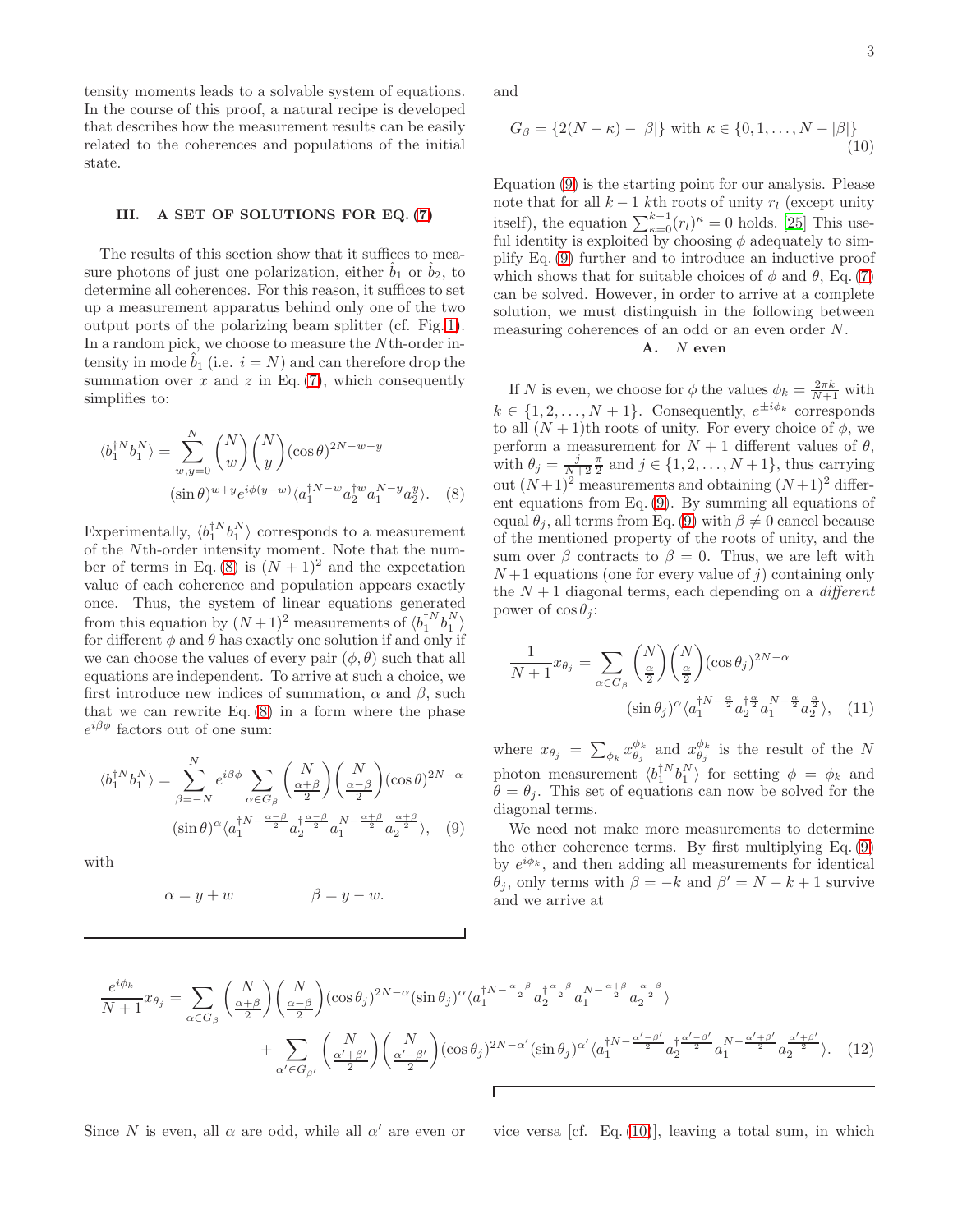tensity moments leads to a solvable system of equations. In the course of this proof, a natural recipe is developed that describes how the measurement results can be easily related to the coherences and populations of the initial state.

## III. A SET OF SOLUTIONS FOR EQ. (7)

The results of this section show that it suffices to measure photons of just one polarization, either $\hat{b}_1$ or $\hat{b}_2$, to determine all coherences. For this reason, it suffices to set up a measurement apparatus behind only one of the two output ports of the polarizing beam splitter (cf. Fig. 1). In a random pick, we choose to measure the $N$th-order intensity in mode $\hat{b}_1$ (i.e. $i = N$) and can therefore drop the summation over $x$ and $z$ in Eq. (7), which consequently simplifies to:

$$\langle b_1^{\dagger N} b_1^N \rangle = \sum_{w,y=0}^{N} \binom{N}{w}\binom{N}{y} (\cos\theta)^{2N-w-y} (\sin\theta)^{w+y} e^{i\phi(y-w)} \langle a_1^{\dagger N-w} a_2^{\dagger w} a_1^{N-y} a_2^{y}\rangle. \quad (8)$$

Experimentally, $\langle b_1^{\dagger N} b_1^N \rangle$ corresponds to a measurement of the $N$th-order intensity moment. Note that the number of terms in Eq. (8) is $(N+1)^2$ and the expectation value of each coherence and population appears exactly once. Thus, the system of linear equations generated from this equation by $(N+1)^2$ measurements of $\langle b_1^{\dagger N} b_1^N \rangle$ for different $\phi$ and $\theta$ has exactly one solution if and only if we can choose the values of every pair $(\phi, \theta)$ such that all equations are independent. To arrive at such a choice, we first introduce new indices of summation, $\alpha$ and $\beta$, such that we can rewrite Eq. (8) in a form where the phase $e^{i\beta\phi}$ factors out of one sum:

$$\langle b_1^{\dagger N} b_1^N \rangle = \sum_{\beta=-N}^{N} e^{i\beta\phi} \sum_{\alpha\in G_\beta} \binom{N}{\frac{\alpha+\beta}{2}}\binom{N}{\frac{\alpha-\beta}{2}} (\cos\theta)^{2N-\alpha} (\sin\theta)^{\alpha} \langle a_1^{\dagger N-\frac{\alpha-\beta}{2}} a_2^{\dagger \frac{\alpha-\beta}{2}} a_1^{N-\frac{\alpha+\beta}{2}} a_2^{\frac{\alpha+\beta}{2}}\rangle, \quad (9)$$

with

$$\alpha = y + w \qquad\qquad \beta = y - w.$$

and

$$G_\beta = \{2(N-\kappa) - |\beta|\} \text{ with } \kappa \in \{0, 1, \ldots, N - |\beta|\} \quad (10)$$

Equation (9) is the starting point for our analysis. Please note that for all $k-1$ $k$th roots of unity $r_l$ (except unity itself), the equation $\sum_{\kappa=0}^{k-1} (r_l)^\kappa = 0$ holds. [25] This useful identity is exploited by choosing $\phi$ adequately to simplify Eq. (9) further and to introduce an inductive proof which shows that for suitable choices of $\phi$ and $\theta$, Eq. (7) can be solved. However, in order to arrive at a complete solution, we must distinguish in the following between measuring coherences of an odd or an even order $N$.

### A. $N$ even

If $N$ is even, we choose for $\phi$ the values $\phi_k = \frac{2\pi k}{N+1}$ with $k \in \{1, 2, \ldots, N+1\}$. Consequently, $e^{\pm i\phi_k}$ corresponds to all $(N+1)$th roots of unity. For every choice of $\phi$, we perform a measurement for $N+1$ different values of $\theta$, with $\theta_j = \frac{j}{N+2}\frac{\pi}{2}$ and $j \in \{1, 2, \ldots, N+1\}$, thus carrying out $(N+1)^2$ measurements and obtaining $(N+1)^2$ different equations from Eq. (9). By summing all equations of equal $\theta_j$, all terms from Eq. (9) with $\beta \neq 0$ cancel because of the mentioned property of the roots of unity, and the sum over $\beta$ contracts to $\beta = 0$. Thus, we are left with $N+1$ equations (one for every value of $j$) containing only the $N+1$ diagonal terms, each depending on a *different* power of $\cos\theta_j$:

$$\frac{1}{N+1} x_{\theta_j} = \sum_{\alpha\in G_\beta} \binom{N}{\frac{\alpha}{2}}\binom{N}{\frac{\alpha}{2}} (\cos\theta_j)^{2N-\alpha} (\sin\theta_j)^{\alpha} \langle a_1^{\dagger N-\frac{\alpha}{2}} a_2^{\dagger \frac{\alpha}{2}} a_1^{N-\frac{\alpha}{2}} a_2^{\frac{\alpha}{2}}\rangle, \quad (11)$$

where $x_{\theta_j} = \sum_{\phi_k} x_{\theta_j}^{\phi_k}$ and $x_{\theta_j}^{\phi_k}$ is the result of the $N$ photon measurement $\langle b_1^{\dagger N} b_1^N \rangle$ for setting $\phi = \phi_k$ and $\theta = \theta_j$. This set of equations can now be solved for the diagonal terms.

We need not make more measurements to determine the other coherence terms. By first multiplying Eq. (9) by $e^{i\phi_k}$, and then adding all measurements for identical $\theta_j$, only terms with $\beta = -k$ and $\beta' = N - k + 1$ survive and we arrive at

$$\frac{e^{i\phi_k}}{N+1} x_{\theta_j} = \sum_{\alpha\in G_\beta} \binom{N}{\frac{\alpha+\beta}{2}}\binom{N}{\frac{\alpha-\beta}{2}} (\cos\theta_j)^{2N-\alpha} (\sin\theta_j)^{\alpha} \langle a_1^{\dagger N-\frac{\alpha-\beta}{2}} a_2^{\dagger \frac{\alpha-\beta}{2}} a_1^{N-\frac{\alpha+\beta}{2}} a_2^{\frac{\alpha+\beta}{2}}\rangle + \sum_{\alpha'\in G_{\beta'}} \binom{N}{\frac{\alpha'+\beta'}{2}}\binom{N}{\frac{\alpha'-\beta'}{2}} (\cos\theta_j)^{2N-\alpha'} (\sin\theta_j)^{\alpha'} \langle a_1^{\dagger N-\frac{\alpha'-\beta'}{2}} a_2^{\dagger \frac{\alpha'-\beta'}{2}} a_1^{N-\frac{\alpha'+\beta'}{2}} a_2^{\frac{\alpha'+\beta'}{2}}\rangle. \quad (12)$$

Since $N$ is even, all $\alpha$ are odd, while all $\alpha'$ are even or vice versa [cf. Eq. (10)], leaving a total sum, in which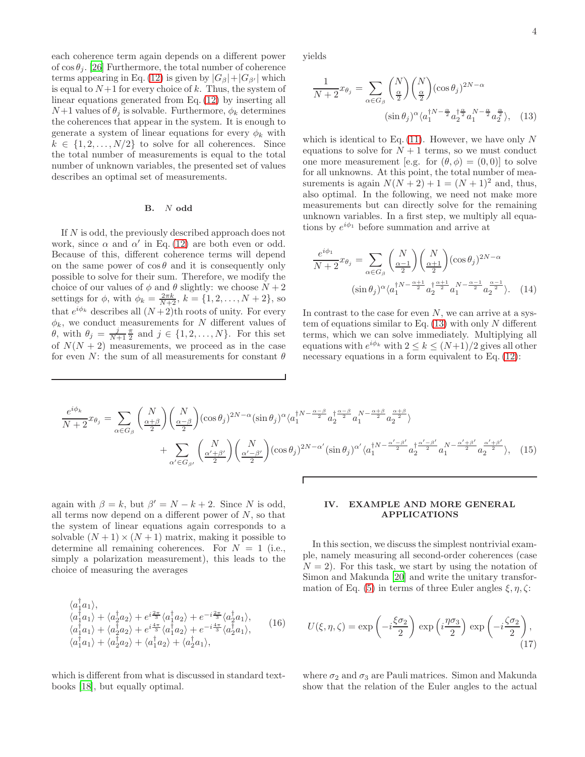each coherence term again depends on a different power of $\cos\theta_j$. [26] Furthermore, the total number of coherence terms appearing in Eq. (12) is given by $|G_\beta|+|G_{\beta'}|$ which is equal to $N+1$ for every choice of $k$. Thus, the system of linear equations generated from Eq. (12) by inserting all $N+1$ values of $\theta_j$ is solvable. Furthermore, $\phi_k$ determines the coherences that appear in the system. It is enough to generate a system of linear equations for every $\phi_k$ with $k \in \{1, 2, \ldots, N/2\}$ to solve for all coherences. Since the total number of measurements is equal to the total number of unknown variables, the presented set of values describes an optimal set of measurements.

## B. $N$ odd

If $N$ is odd, the previously described approach does not work, since $\alpha$ and $\alpha'$ in Eq. (12) are both even or odd. Because of this, different coherence terms will depend on the same power of $\cos\theta$ and it is consequently only possible to solve for their sum. Therefore, we modify the choice of our values of $\phi$ and $\theta$ slightly: we choose $N+2$ settings for $\phi$, with $\phi_k = \frac{2\pi k}{N+2}$, $k = \{1, 2, \ldots, N+2\}$, so that $e^{i\phi_k}$ describes all $(N+2)$th roots of unity. For every $\phi_k$, we conduct measurements for $N$ different values of $\theta$, with $\theta_j = \frac{j}{N+1}\frac{\pi}{2}$ and $j \in \{1, 2, \ldots, N\}$. For this set of $N(N+2)$ measurements, we proceed as in the case for even $N$: the sum of all measurements for constant $\theta$ yields

$$\frac{1}{N+2}x_{\theta_j} = \sum_{\alpha\in G_\beta}\binom{N}{\frac{\alpha}{2}}\binom{N}{\frac{\alpha}{2}}(\cos\theta_j)^{2N-\alpha} (\sin\theta_j)^{\alpha}\langle a_1^{\dagger N-\frac{\alpha}{2}}a_2^{\dagger\frac{\alpha}{2}}a_1^{N-\frac{\alpha}{2}}a_2^{\frac{\alpha}{2}}\rangle, \quad (13)$$

which is identical to Eq. (11). However, we have only $N$ equations to solve for $N+1$ terms, so we must conduct one more measurement [e.g. for $(\theta,\phi)=(0,0)$] to solve for all unknowns. At this point, the total number of measurements is again $N(N+2)+1=(N+1)^2$ and, thus, also optimal. In the following, we need not make more measurements but can directly solve for the remaining unknown variables. In a first step, we multiply all equations by $e^{i\phi_1}$ before summation and arrive at

$$\frac{e^{i\phi_1}}{N+2}x_{\theta_j} = \sum_{\alpha\in G_\beta}\binom{N}{\frac{\alpha-1}{2}}\binom{N}{\frac{\alpha+1}{2}}(\cos\theta_j)^{2N-\alpha} (\sin\theta_j)^{\alpha}\langle a_1^{\dagger N-\frac{\alpha+1}{2}}a_2^{\dagger\frac{\alpha+1}{2}}a_1^{N-\frac{\alpha-1}{2}}a_2^{\frac{\alpha-1}{2}}\rangle. \quad (14)$$

In contrast to the case for even $N$, we can arrive at a system of equations similar to Eq. (13) with only $N$ different terms, which we can solve immediately. Multiplying all equations with $e^{i\phi_k}$ with $2 \le k \le (N+1)/2$ gives all other necessary equations in a form equivalent to Eq. (12):

$$\frac{e^{i\phi_k}}{N+2}x_{\theta_j} = \sum_{\alpha\in G_\beta}\binom{N}{\frac{\alpha+\beta}{2}}\binom{N}{\frac{\alpha-\beta}{2}}(\cos\theta_j)^{2N-\alpha}(\sin\theta_j)^{\alpha}\langle a_1^{\dagger N-\frac{\alpha-\beta}{2}}a_2^{\dagger\frac{\alpha-\beta}{2}}a_1^{N-\frac{\alpha+\beta}{2}}a_2^{\frac{\alpha+\beta}{2}}\rangle$$
$$+\sum_{\alpha'\in G_{\beta'}}\binom{N}{\frac{\alpha'+\beta'}{2}}\binom{N}{\frac{\alpha'-\beta'}{2}}(\cos\theta_j)^{2N-\alpha'}(\sin\theta_j)^{\alpha'}\langle a_1^{\dagger N-\frac{\alpha'-\beta'}{2}}a_2^{\dagger\frac{\alpha'-\beta'}{2}}a_1^{N-\frac{\alpha'+\beta'}{2}}a_2^{\frac{\alpha'+\beta'}{2}}\rangle, \quad (15)$$

again with $\beta = k$, but $\beta' = N-k+2$. Since $N$ is odd, all terms now depend on a different power of $N$, so that the system of linear equations again corresponds to a solvable $(N+1)\times(N+1)$ matrix, making it possible to determine all remaining coherences. For $N=1$ (i.e., simply a polarization measurement), this leads to the choice of measuring the averages

$$\begin{aligned}
&\langle a_1^\dagger a_1\rangle,\\
&\langle a_1^\dagger a_1\rangle + \langle a_2^\dagger a_2\rangle + e^{i\frac{2\pi}{3}}\langle a_1^\dagger a_2\rangle + e^{-i\frac{2\pi}{3}}\langle a_2^\dagger a_1\rangle,\\
&\langle a_1^\dagger a_1\rangle + \langle a_2^\dagger a_2\rangle + e^{i\frac{4\pi}{3}}\langle a_1^\dagger a_2\rangle + e^{-i\frac{4\pi}{3}}\langle a_2^\dagger a_1\rangle,\\
&\langle a_1^\dagger a_1\rangle + \langle a_2^\dagger a_2\rangle + \langle a_1^\dagger a_2\rangle + \langle a_2^\dagger a_1\rangle,
\end{aligned} \quad (16)$$

which is different from what is discussed in standard textbooks [18], but equally optimal.

# IV. EXAMPLE AND MORE GENERAL APPLICATIONS

In this section, we discuss the simplest nontrivial example, namely measuring all second-order coherences (case $N=2$). For this task, we start by using the notation of Simon and Makunda [20] and write the unitary transformation of Eq. (5) in terms of three Euler angles $\xi, \eta, \zeta$:

$$U(\xi,\eta,\zeta) = \exp\left(-i\frac{\xi\sigma_2}{2}\right)\exp\left(i\frac{\eta\sigma_3}{2}\right)\exp\left(-i\frac{\zeta\sigma_2}{2}\right), \quad (17)$$

where $\sigma_2$ and $\sigma_3$ are Pauli matrices. Simon and Makunda show that the relation of the Euler angles to the actual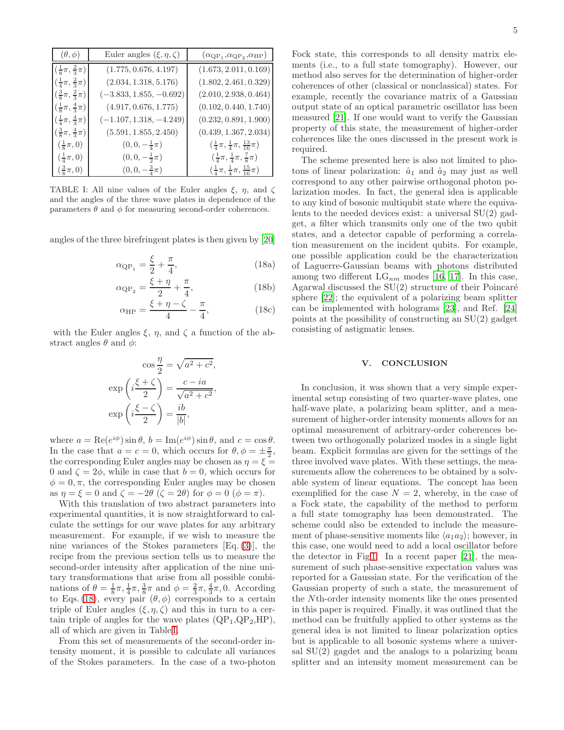| $(\theta,\phi)$ | Euler angles $(\xi,\eta,\zeta)$ | $(\alpha_{\mathrm{QP}_1},\alpha_{\mathrm{QP}_2},\alpha_{\mathrm{HP}})$ |
| --- | --- | --- |
| $(\frac{1}{8}\pi,\frac{2}{3}\pi)$ | $(1.775, 0.676, 4.197)$ | $(1.673, 2.011, 0.169)$ |
| $(\frac{1}{4}\pi,\frac{2}{3}\pi)$ | $(2.034, 1.318, 5.176)$ | $(1.802, 2.461, 0.329)$ |
| $(\frac{3}{8}\pi,\frac{2}{3}\pi)$ | $(-3.833, 1.855, -0.692)$ | $(2.010, 2.938, 0.464)$ |
| $(\frac{1}{8}\pi,\frac{4}{3}\pi)$ | $(4.917, 0.676, 1.775)$ | $(0.102, 0.440, 1.740)$ |
| $(\frac{1}{4}\pi,\frac{4}{3}\pi)$ | $(-1.107, 1.318, -4.249)$ | $(0.232, 0.891, 1.900)$ |
| $(\frac{3}{8}\pi,\frac{4}{3}\pi)$ | $(5.591, 1.855, 2.450)$ | $(0.439, 1.367, 2.034)$ |
| $(\frac{1}{8}\pi,0)$ | $(0,0,-\frac{1}{4}\pi)$ | $(\frac{1}{4}\pi,\frac{1}{4}\pi,\frac{13}{16}\pi)$ |
| $(\frac{1}{4}\pi,0)$ | $(0,0,-\frac{1}{2}\pi)$ | $(\frac{1}{4}\pi,\frac{1}{4}\pi,\frac{7}{8}\pi)$ |
| $(\frac{3}{8}\pi,0)$ | $(0,0,-\frac{3}{4}\pi)$ | $(\frac{1}{4}\pi,\frac{1}{4}\pi,\frac{15}{16}\pi)$ |

TABLE I: All nine values of the Euler angles $\xi$, $\eta$, and $\zeta$ and the angles of the three wave plates in dependence of the parameters $\theta$ and $\phi$ for measuring second-order coherences.

angles of the three birefringent plates is then given by [20]

$$\alpha_{\mathrm{QP}_1} = \frac{\xi}{2} + \frac{\pi}{4}, \tag{18a}$$

$$\alpha_{\mathrm{QP}_2} = \frac{\xi+\eta}{2} + \frac{\pi}{4}, \tag{18b}$$

$$\alpha_{\mathrm{HP}} = \frac{\xi+\eta-\zeta}{4} - \frac{\pi}{4}, \tag{18c}$$

with the Euler angles $\xi$, $\eta$, and $\zeta$ a function of the abstract angles $\theta$ and $\phi$:

$$\cos\frac{\eta}{2} = \sqrt{a^2+c^2},$$
$$\exp\left(i\frac{\xi+\zeta}{2}\right) = \frac{c-ia}{\sqrt{a^2+c^2}},$$
$$\exp\left(i\frac{\xi-\zeta}{2}\right) = \frac{ib}{|b|},$$

where $a = \mathrm{Re}(e^{i\phi})\sin\theta$, $b = \mathrm{Im}(e^{i\phi})\sin\theta$, and $c = \cos\theta$. In the case that $a = c = 0$, which occurs for $\theta,\phi = \pm\frac{\pi}{2}$, the corresponding Euler angles may be chosen as $\eta = \xi = 0$ and $\zeta = 2\phi$, while in case that $b = 0$, which occurs for $\phi = 0,\pi$, the corresponding Euler angles may be chosen as $\eta = \xi = 0$ and $\zeta = -2\theta$ ($\zeta = 2\theta$) for $\phi = 0$ ($\phi = \pi$).

With this translation of two abstract parameters into experimental quantities, it is now straightforward to calculate the settings for our wave plates for any arbitrary measurement. For example, if we wish to measure the nine variances of the Stokes parameters [Eq. (3)], the recipe from the previous section tells us to measure the second-order intensity after application of the nine unitary transformations that arise from all possible combinations of $\theta = \frac{1}{8}\pi, \frac{1}{4}\pi, \frac{3}{8}\pi$ and $\phi = \frac{2}{3}\pi, \frac{4}{3}\pi, 0$. According to Eqs. (18), every pair $(\theta,\phi)$ corresponds to a certain triple of Euler angles $(\xi,\eta,\zeta)$ and this in turn to a certain triple of angles for the wave plates ($\mathrm{QP}_1$,$\mathrm{QP}_2$,HP), all of which are given in Table I.

From this set of measurements of the second-order intensity moment, it is possible to calculate all variances of the Stokes parameters. In the case of a two-photon Fock state, this corresponds to all density matrix elements (i.e., to a full state tomography). However, our method also serves for the determination of higher-order coherences of other (classical or nonclassical) states. For example, recently the covariance matrix of a Gaussian output state of an optical parametric oscillator has been measured [21]. If one would want to verify the Gaussian property of this state, the measurement of higher-order coherences like the ones discussed in the present work is required.

The scheme presented here is also not limited to photons of linear polarization: $\hat{a}_1$ and $\hat{a}_2$ may just as well correspond to any other pairwise orthogonal photon polarization modes. In fact, the general idea is applicable to any kind of bosonic multiqubit state where the equivalents to the needed devices exist: a universal SU(2) gadget, a filter which transmits only one of the two qubit states, and a detector capable of performing a correlation measurement on the incident qubits. For example, one possible application could be the characterization of Laguerre-Gaussian beams with photons distributed among two different $\mathrm{LG}_{nm}$ modes [16, 17]. In this case, Agarwal discussed the SU(2) structure of their Poincaré sphere [22]; the equivalent of a polarizing beam splitter can be implemented with holograms [23], and Ref. [24] points at the possibility of constructing an SU(2) gadget consisting of astigmatic lenses.

## V. CONCLUSION

In conclusion, it was shown that a very simple experimental setup consisting of two quarter-wave plates, one half-wave plate, a polarizing beam splitter, and a measurement of higher-order intensity moments allows for an optimal measurement of arbitrary-order coherences between two orthogonally polarized modes in a single light beam. Explicit formulas are given for the settings of the three involved wave plates. With these settings, the measurements allow the coherences to be obtained by a solvable system of linear equations. The concept has been exemplified for the case $N = 2$, whereby, in the case of a Fock state, the capability of the method to perform a full state tomography has been demonstrated. The scheme could also be extended to include the measurement of phase-sensitive moments like $\langle a_1 a_2\rangle$; however, in this case, one would need to add a local oscillator before the detector in Fig 1. In a recent paper [21], the measurement of such phase-sensitive expectation values was reported for a Gaussian state. For the verification of the Gaussian property of such a state, the measurement of the $N$th-order intensity moments like the ones presented in this paper is required. Finally, it was outlined that the method can be fruitfully applied to other systems as the general idea is not limited to linear polarization optics but is applicable to all bosonic systems where a universal SU(2) gagdet and the analogs to a polarizing beam splitter and an intensity moment measurement can be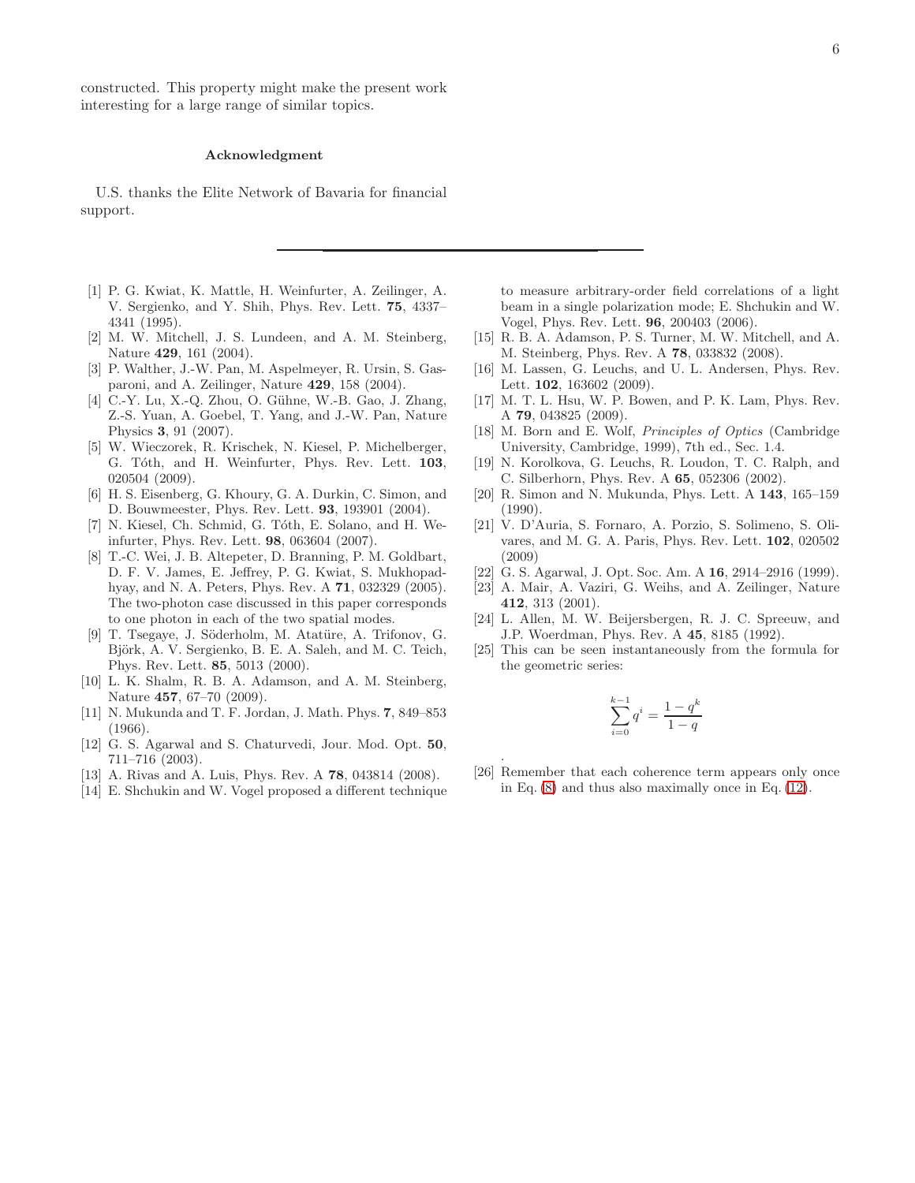constructed. This property might make the present work interesting for a large range of similar topics.

### Acknowledgment

U.S. thanks the Elite Network of Bavaria for financial support.

---

[1] P. G. Kwiat, K. Mattle, H. Weinfurter, A. Zeilinger, A. V. Sergienko, and Y. Shih, Phys. Rev. Lett. **75**, 4337–4341 (1995).

[2] M. W. Mitchell, J. S. Lundeen, and A. M. Steinberg, Nature **429**, 161 (2004).

[3] P. Walther, J.-W. Pan, M. Aspelmeyer, R. Ursin, S. Gasparoni, and A. Zeilinger, Nature **429**, 158 (2004).

[4] C.-Y. Lu, X.-Q. Zhou, O. Gühne, W.-B. Gao, J. Zhang, Z.-S. Yuan, A. Goebel, T. Yang, and J.-W. Pan, Nature Physics **3**, 91 (2007).

[5] W. Wieczorek, R. Krischek, N. Kiesel, P. Michelberger, G. Tóth, and H. Weinfurter, Phys. Rev. Lett. **103**, 020504 (2009).

[6] H. S. Eisenberg, G. Khoury, G. A. Durkin, C. Simon, and D. Bouwmeester, Phys. Rev. Lett. **93**, 193901 (2004).

[7] N. Kiesel, Ch. Schmid, G. Tóth, E. Solano, and H. Weinfurter, Phys. Rev. Lett. **98**, 063604 (2007).

[8] T.-C. Wei, J. B. Altepeter, D. Branning, P. M. Goldbart, D. F. V. James, E. Jeffrey, P. G. Kwiat, S. Mukhopadhyay, and N. A. Peters, Phys. Rev. A **71**, 032329 (2005). The two-photon case discussed in this paper corresponds to one photon in each of the two spatial modes.

[9] T. Tsegaye, J. Söderholm, M. Atatüre, A. Trifonov, G. Björk, A. V. Sergienko, B. E. A. Saleh, and M. C. Teich, Phys. Rev. Lett. **85**, 5013 (2000).

[10] L. K. Shalm, R. B. A. Adamson, and A. M. Steinberg, Nature **457**, 67–70 (2009).

[11] N. Mukunda and T. F. Jordan, J. Math. Phys. **7**, 849–853 (1966).

[12] G. S. Agarwal and S. Chaturvedi, Jour. Mod. Opt. **50**, 711–716 (2003).

[13] A. Rivas and A. Luis, Phys. Rev. A **78**, 043814 (2008).

[14] E. Shchukin and W. Vogel proposed a different technique to measure arbitrary-order field correlations of a light beam in a single polarization mode; E. Shchukin and W. Vogel, Phys. Rev. Lett. **96**, 200403 (2006).

[15] R. B. A. Adamson, P. S. Turner, M. W. Mitchell, and A. M. Steinberg, Phys. Rev. A **78**, 033832 (2008).

[16] M. Lassen, G. Leuchs, and U. L. Andersen, Phys. Rev. Lett. **102**, 163602 (2009).

[17] M. T. L. Hsu, W. P. Bowen, and P. K. Lam, Phys. Rev. A **79**, 043825 (2009).

[18] M. Born and E. Wolf, *Principles of Optics* (Cambridge University, Cambridge, 1999), 7th ed., Sec. 1.4.

[19] N. Korolkova, G. Leuchs, R. Loudon, T. C. Ralph, and C. Silberhorn, Phys. Rev. A **65**, 052306 (2002).

[20] R. Simon and N. Mukunda, Phys. Lett. A **143**, 165–159 (1990).

[21] V. D'Auria, S. Fornaro, A. Porzio, S. Solimeno, S. Olivares, and M. G. A. Paris, Phys. Rev. Lett. **102**, 020502 (2009)

[22] G. S. Agarwal, J. Opt. Soc. Am. A **16**, 2914–2916 (1999).

[23] A. Mair, A. Vaziri, G. Weihs, and A. Zeilinger, Nature **412**, 313 (2001).

[24] L. Allen, M. W. Beijersbergen, R. J. C. Spreeuw, and J.P. Woerdman, Phys. Rev. A **45**, 8185 (1992).

[25] This can be seen instantaneously from the formula for the geometric series:

$$\sum_{i=0}^{k-1} q^i = \frac{1-q^k}{1-q}$$

.

[26] Remember that each coherence term appears only once in Eq. (8) and thus also maximally once in Eq. (12).